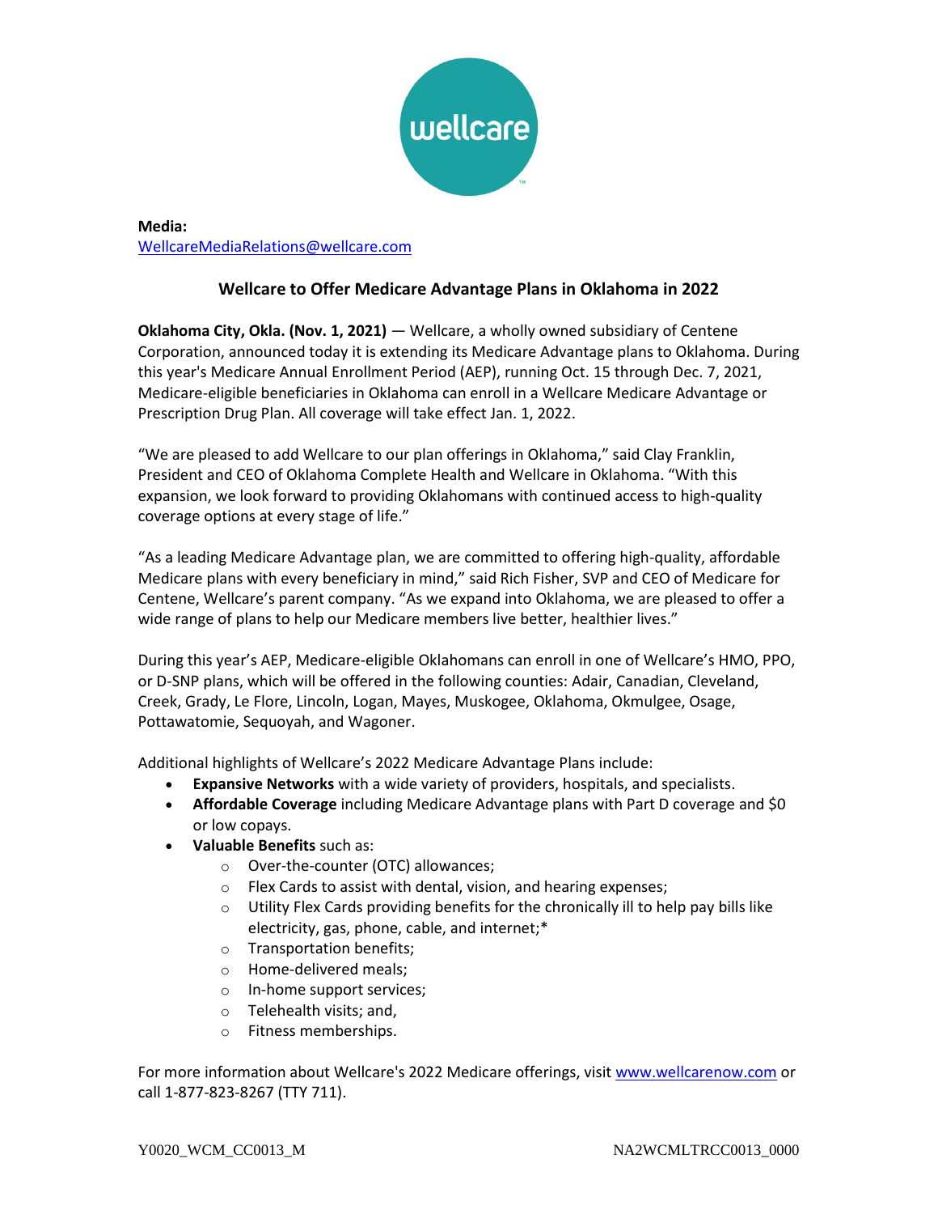**Media:**
WellcareMediaRelations@wellcare.com

## Wellcare to Offer Medicare Advantage Plans in Oklahoma in 2022

**Oklahoma City, Okla. (Nov. 1, 2021)** — Wellcare, a wholly owned subsidiary of Centene Corporation, announced today it is extending its Medicare Advantage plans to Oklahoma. During this year's Medicare Annual Enrollment Period (AEP), running Oct. 15 through Dec. 7, 2021, Medicare-eligible beneficiaries in Oklahoma can enroll in a Wellcare Medicare Advantage or Prescription Drug Plan. All coverage will take effect Jan. 1, 2022.

"We are pleased to add Wellcare to our plan offerings in Oklahoma," said Clay Franklin, President and CEO of Oklahoma Complete Health and Wellcare in Oklahoma. "With this expansion, we look forward to providing Oklahomans with continued access to high-quality coverage options at every stage of life."

"As a leading Medicare Advantage plan, we are committed to offering high-quality, affordable Medicare plans with every beneficiary in mind," said Rich Fisher, SVP and CEO of Medicare for Centene, Wellcare's parent company. "As we expand into Oklahoma, we are pleased to offer a wide range of plans to help our Medicare members live better, healthier lives."

During this year's AEP, Medicare-eligible Oklahomans can enroll in one of Wellcare's HMO, PPO, or D-SNP plans, which will be offered in the following counties: Adair, Canadian, Cleveland, Creek, Grady, Le Flore, Lincoln, Logan, Mayes, Muskogee, Oklahoma, Okmulgee, Osage, Pottawatomie, Sequoyah, and Wagoner.

Additional highlights of Wellcare's 2022 Medicare Advantage Plans include:

- **Expansive Networks** with a wide variety of providers, hospitals, and specialists.
- **Affordable Coverage** including Medicare Advantage plans with Part D coverage and $0 or low copays.
- **Valuable Benefits** such as:
  - Over-the-counter (OTC) allowances;
  - Flex Cards to assist with dental, vision, and hearing expenses;
  - Utility Flex Cards providing benefits for the chronically ill to help pay bills like electricity, gas, phone, cable, and internet;*
  - Transportation benefits;
  - Home-delivered meals;
  - In-home support services;
  - Telehealth visits; and,
  - Fitness memberships.

For more information about Wellcare's 2022 Medicare offerings, visit www.wellcarenow.com or call 1-877-823-8267 (TTY 711).

Y0020_WCM_CC0013_M NA2WCMLTRCC0013_0000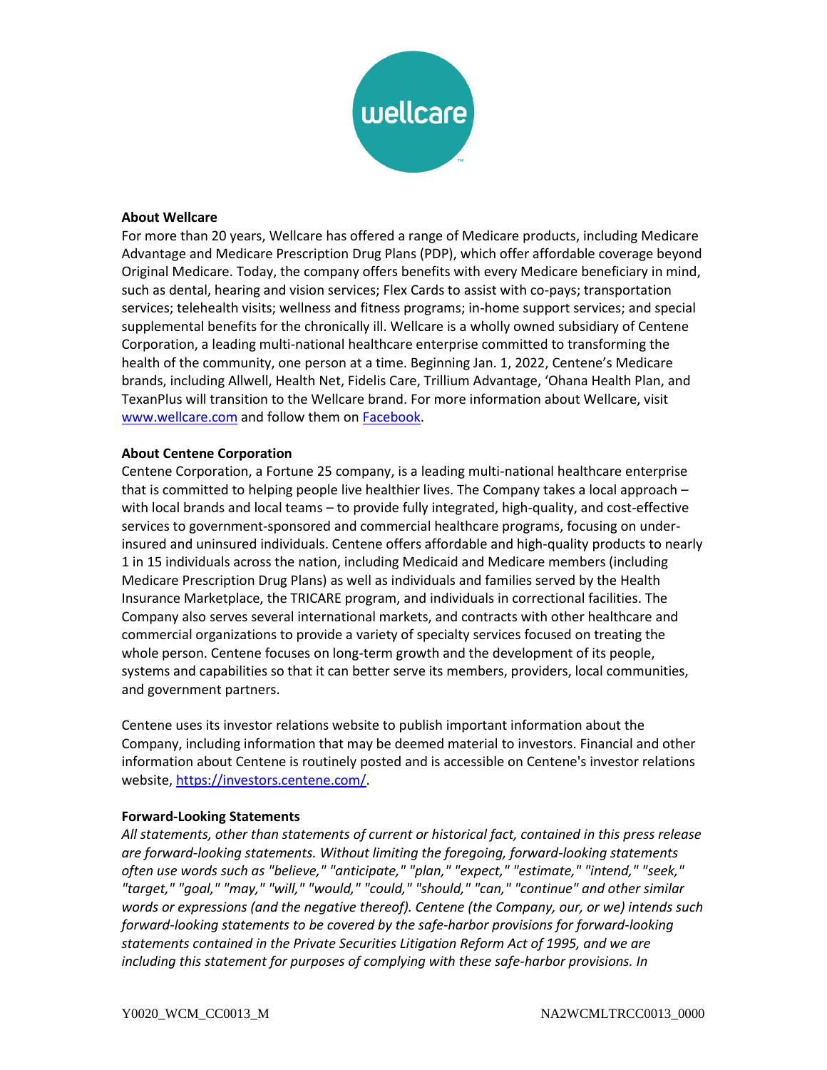**About Wellcare**

For more than 20 years, Wellcare has offered a range of Medicare products, including Medicare Advantage and Medicare Prescription Drug Plans (PDP), which offer affordable coverage beyond Original Medicare. Today, the company offers benefits with every Medicare beneficiary in mind, such as dental, hearing and vision services; Flex Cards to assist with co-pays; transportation services; telehealth visits; wellness and fitness programs; in-home support services; and special supplemental benefits for the chronically ill. Wellcare is a wholly owned subsidiary of Centene Corporation, a leading multi-national healthcare enterprise committed to transforming the health of the community, one person at a time. Beginning Jan. 1, 2022, Centene's Medicare brands, including Allwell, Health Net, Fidelis Care, Trillium Advantage, 'Ohana Health Plan, and TexanPlus will transition to the Wellcare brand. For more information about Wellcare, visit [www.wellcare.com](www.wellcare.com) and follow them on [Facebook](Facebook).

**About Centene Corporation**

Centene Corporation, a Fortune 25 company, is a leading multi-national healthcare enterprise that is committed to helping people live healthier lives. The Company takes a local approach – with local brands and local teams – to provide fully integrated, high-quality, and cost-effective services to government-sponsored and commercial healthcare programs, focusing on under-insured and uninsured individuals. Centene offers affordable and high-quality products to nearly 1 in 15 individuals across the nation, including Medicaid and Medicare members (including Medicare Prescription Drug Plans) as well as individuals and families served by the Health Insurance Marketplace, the TRICARE program, and individuals in correctional facilities. The Company also serves several international markets, and contracts with other healthcare and commercial organizations to provide a variety of specialty services focused on treating the whole person. Centene focuses on long-term growth and the development of its people, systems and capabilities so that it can better serve its members, providers, local communities, and government partners.

Centene uses its investor relations website to publish important information about the Company, including information that may be deemed material to investors. Financial and other information about Centene is routinely posted and is accessible on Centene's investor relations website, [https://investors.centene.com/](https://investors.centene.com/).

**Forward-Looking Statements**

*All statements, other than statements of current or historical fact, contained in this press release are forward-looking statements. Without limiting the foregoing, forward-looking statements often use words such as "believe," "anticipate," "plan," "expect," "estimate," "intend," "seek," "target," "goal," "may," "will," "would," "could," "should," "can," "continue" and other similar words or expressions (and the negative thereof). Centene (the Company, our, or we) intends such forward-looking statements to be covered by the safe-harbor provisions for forward-looking statements contained in the Private Securities Litigation Reform Act of 1995, and we are including this statement for purposes of complying with these safe-harbor provisions. In*

Y0020_WCM_CC0013_M NA2WCMLTRCC0013_0000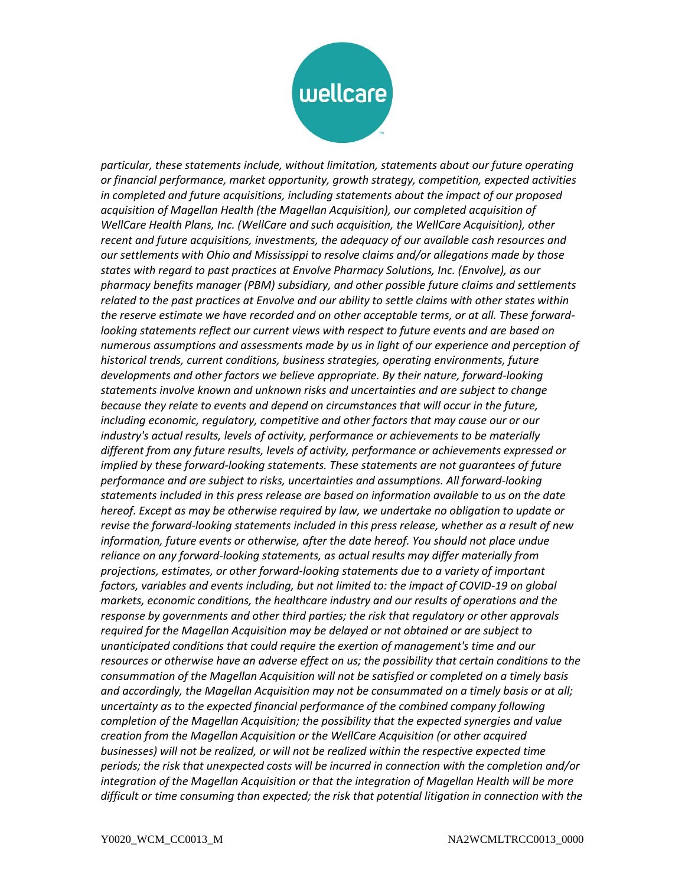*particular, these statements include, without limitation, statements about our future operating or financial performance, market opportunity, growth strategy, competition, expected activities in completed and future acquisitions, including statements about the impact of our proposed acquisition of Magellan Health (the Magellan Acquisition), our completed acquisition of WellCare Health Plans, Inc. (WellCare and such acquisition, the WellCare Acquisition), other recent and future acquisitions, investments, the adequacy of our available cash resources and our settlements with Ohio and Mississippi to resolve claims and/or allegations made by those states with regard to past practices at Envolve Pharmacy Solutions, Inc. (Envolve), as our pharmacy benefits manager (PBM) subsidiary, and other possible future claims and settlements related to the past practices at Envolve and our ability to settle claims with other states within the reserve estimate we have recorded and on other acceptable terms, or at all. These forward-looking statements reflect our current views with respect to future events and are based on numerous assumptions and assessments made by us in light of our experience and perception of historical trends, current conditions, business strategies, operating environments, future developments and other factors we believe appropriate. By their nature, forward-looking statements involve known and unknown risks and uncertainties and are subject to change because they relate to events and depend on circumstances that will occur in the future, including economic, regulatory, competitive and other factors that may cause our or our industry's actual results, levels of activity, performance or achievements to be materially different from any future results, levels of activity, performance or achievements expressed or implied by these forward-looking statements. These statements are not guarantees of future performance and are subject to risks, uncertainties and assumptions. All forward-looking statements included in this press release are based on information available to us on the date hereof. Except as may be otherwise required by law, we undertake no obligation to update or revise the forward-looking statements included in this press release, whether as a result of new information, future events or otherwise, after the date hereof. You should not place undue reliance on any forward-looking statements, as actual results may differ materially from projections, estimates, or other forward-looking statements due to a variety of important factors, variables and events including, but not limited to: the impact of COVID-19 on global markets, economic conditions, the healthcare industry and our results of operations and the response by governments and other third parties; the risk that regulatory or other approvals required for the Magellan Acquisition may be delayed or not obtained or are subject to unanticipated conditions that could require the exertion of management's time and our resources or otherwise have an adverse effect on us; the possibility that certain conditions to the consummation of the Magellan Acquisition will not be satisfied or completed on a timely basis and accordingly, the Magellan Acquisition may not be consummated on a timely basis or at all; uncertainty as to the expected financial performance of the combined company following completion of the Magellan Acquisition; the possibility that the expected synergies and value creation from the Magellan Acquisition or the WellCare Acquisition (or other acquired businesses) will not be realized, or will not be realized within the respective expected time periods; the risk that unexpected costs will be incurred in connection with the completion and/or integration of the Magellan Acquisition or that the integration of Magellan Health will be more difficult or time consuming than expected; the risk that potential litigation in connection with the*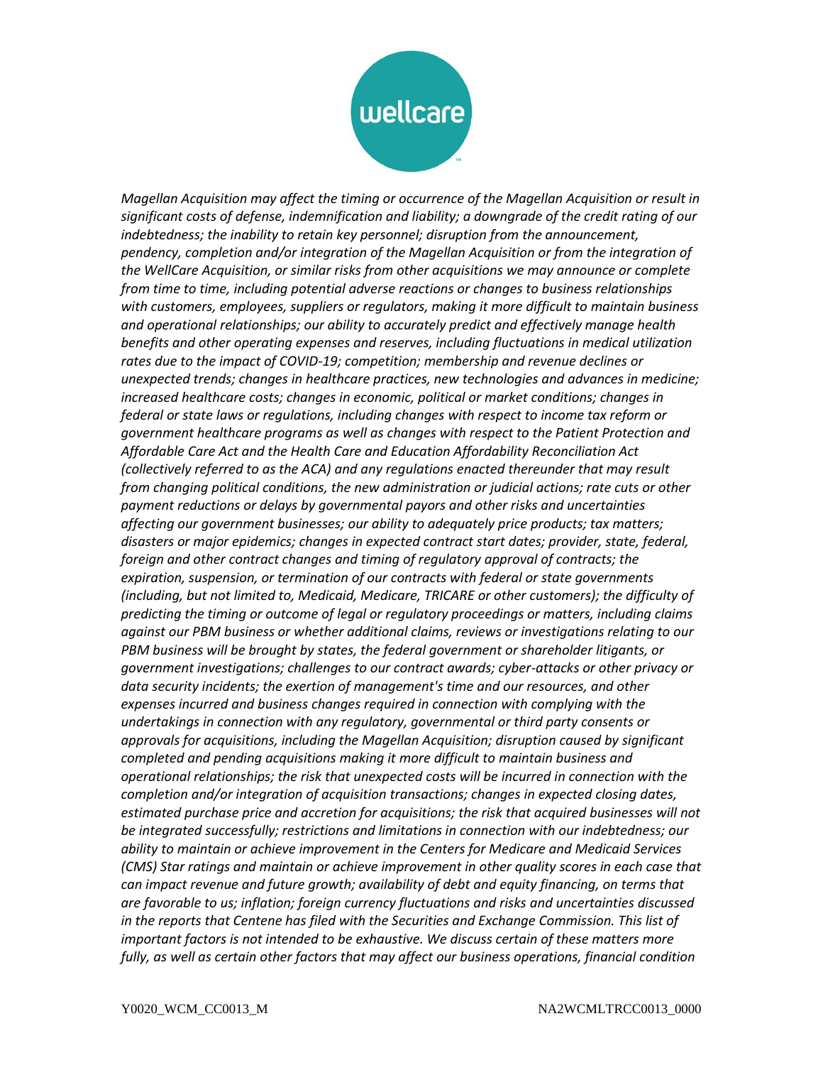*Magellan Acquisition may affect the timing or occurrence of the Magellan Acquisition or result in significant costs of defense, indemnification and liability; a downgrade of the credit rating of our indebtedness; the inability to retain key personnel; disruption from the announcement, pendency, completion and/or integration of the Magellan Acquisition or from the integration of the WellCare Acquisition, or similar risks from other acquisitions we may announce or complete from time to time, including potential adverse reactions or changes to business relationships with customers, employees, suppliers or regulators, making it more difficult to maintain business and operational relationships; our ability to accurately predict and effectively manage health benefits and other operating expenses and reserves, including fluctuations in medical utilization rates due to the impact of COVID-19; competition; membership and revenue declines or unexpected trends; changes in healthcare practices, new technologies and advances in medicine; increased healthcare costs; changes in economic, political or market conditions; changes in federal or state laws or regulations, including changes with respect to income tax reform or government healthcare programs as well as changes with respect to the Patient Protection and Affordable Care Act and the Health Care and Education Affordability Reconciliation Act (collectively referred to as the ACA) and any regulations enacted thereunder that may result from changing political conditions, the new administration or judicial actions; rate cuts or other payment reductions or delays by governmental payors and other risks and uncertainties affecting our government businesses; our ability to adequately price products; tax matters; disasters or major epidemics; changes in expected contract start dates; provider, state, federal, foreign and other contract changes and timing of regulatory approval of contracts; the expiration, suspension, or termination of our contracts with federal or state governments (including, but not limited to, Medicaid, Medicare, TRICARE or other customers); the difficulty of predicting the timing or outcome of legal or regulatory proceedings or matters, including claims against our PBM business or whether additional claims, reviews or investigations relating to our PBM business will be brought by states, the federal government or shareholder litigants, or government investigations; challenges to our contract awards; cyber-attacks or other privacy or data security incidents; the exertion of management's time and our resources, and other expenses incurred and business changes required in connection with complying with the undertakings in connection with any regulatory, governmental or third party consents or approvals for acquisitions, including the Magellan Acquisition; disruption caused by significant completed and pending acquisitions making it more difficult to maintain business and operational relationships; the risk that unexpected costs will be incurred in connection with the completion and/or integration of acquisition transactions; changes in expected closing dates, estimated purchase price and accretion for acquisitions; the risk that acquired businesses will not be integrated successfully; restrictions and limitations in connection with our indebtedness; our ability to maintain or achieve improvement in the Centers for Medicare and Medicaid Services (CMS) Star ratings and maintain or achieve improvement in other quality scores in each case that can impact revenue and future growth; availability of debt and equity financing, on terms that are favorable to us; inflation; foreign currency fluctuations and risks and uncertainties discussed in the reports that Centene has filed with the Securities and Exchange Commission. This list of important factors is not intended to be exhaustive. We discuss certain of these matters more fully, as well as certain other factors that may affect our business operations, financial condition*

Y0020_WCM_CC0013_M NA2WCMLTRCC0013_0000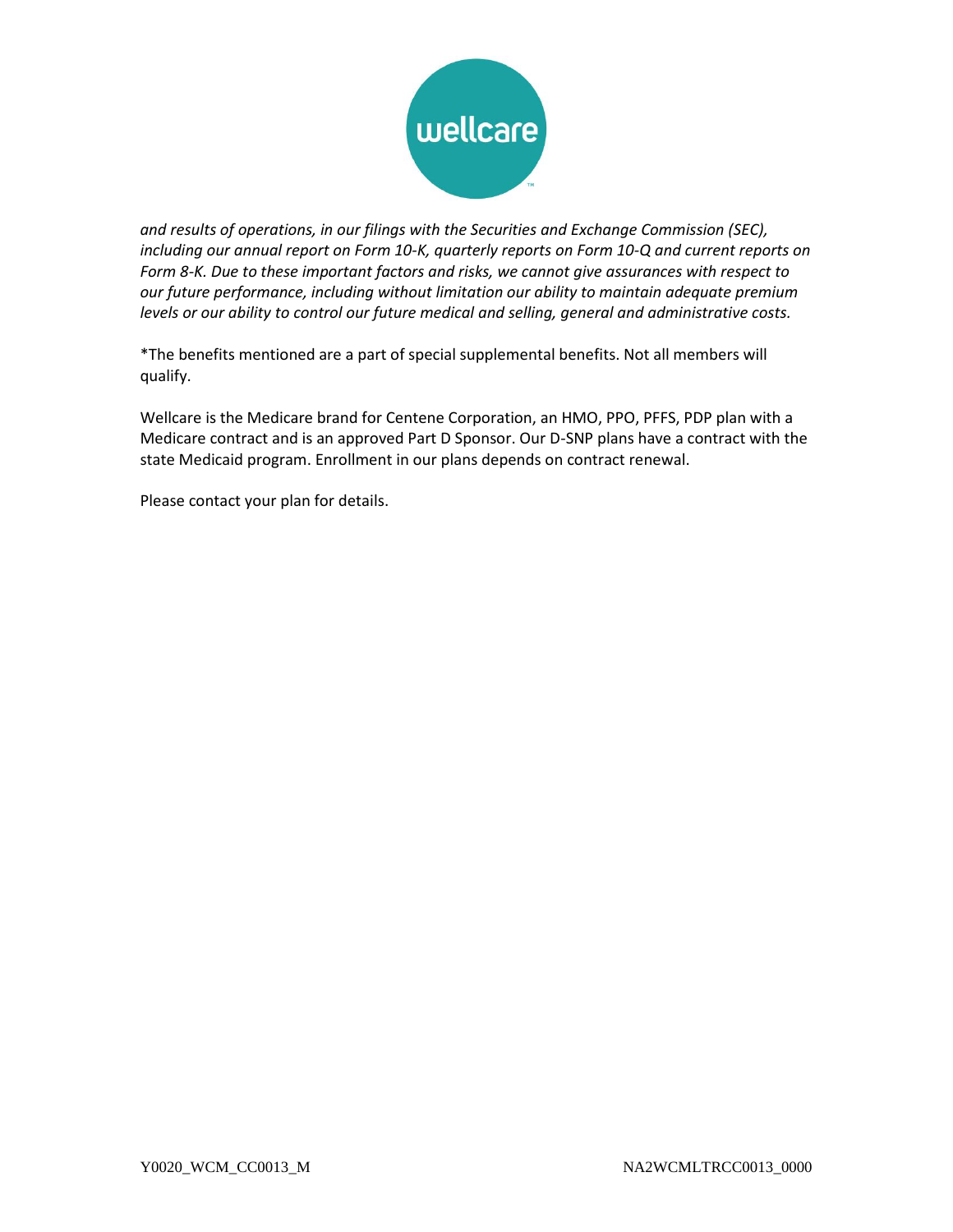*and results of operations, in our filings with the Securities and Exchange Commission (SEC), including our annual report on Form 10-K, quarterly reports on Form 10-Q and current reports on Form 8-K. Due to these important factors and risks, we cannot give assurances with respect to our future performance, including without limitation our ability to maintain adequate premium levels or our ability to control our future medical and selling, general and administrative costs.*

*The benefits mentioned are a part of special supplemental benefits. Not all members will qualify.

Wellcare is the Medicare brand for Centene Corporation, an HMO, PPO, PFFS, PDP plan with a Medicare contract and is an approved Part D Sponsor. Our D-SNP plans have a contract with the state Medicaid program. Enrollment in our plans depends on contract renewal.

Please contact your plan for details.

Y0020_WCM_CC0013_M NA2WCMLTRCC0013_0000